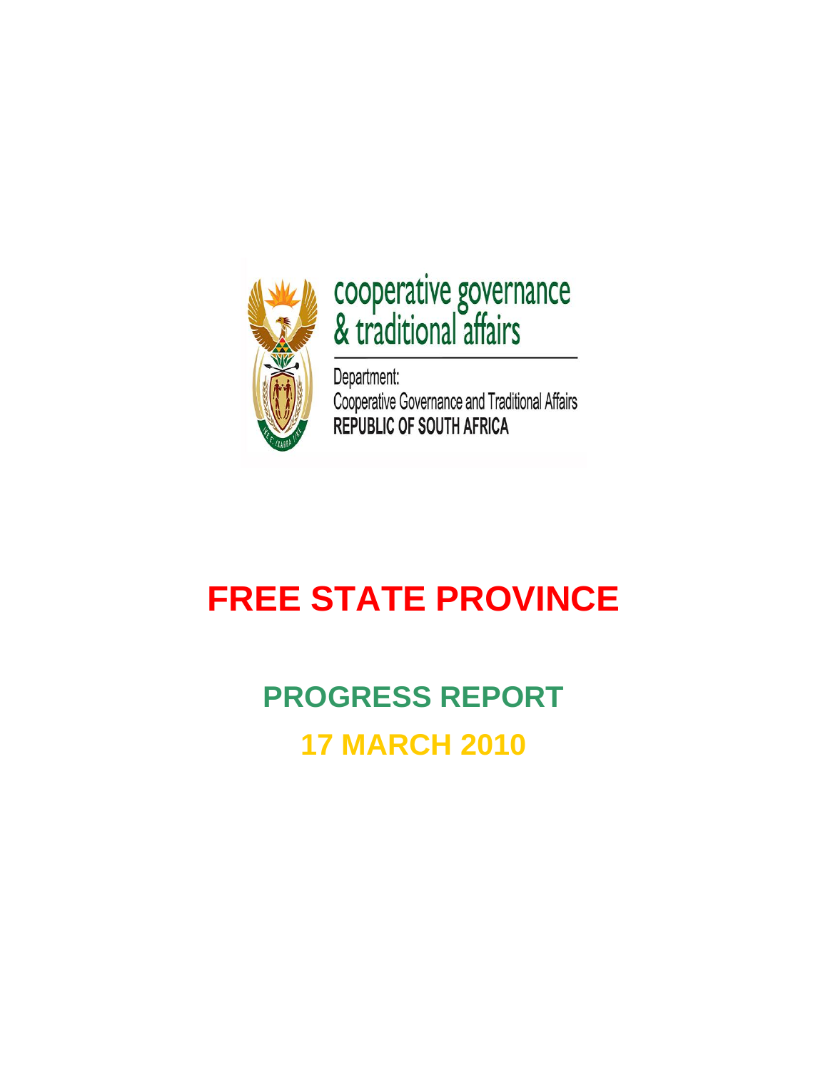cooperative governance
& traditional affairs

Department:
Cooperative Governance and Traditional Affairs
**REPUBLIC OF SOUTH AFRICA**

# FREE STATE PROVINCE

## PROGRESS REPORT

## 17 MARCH 2010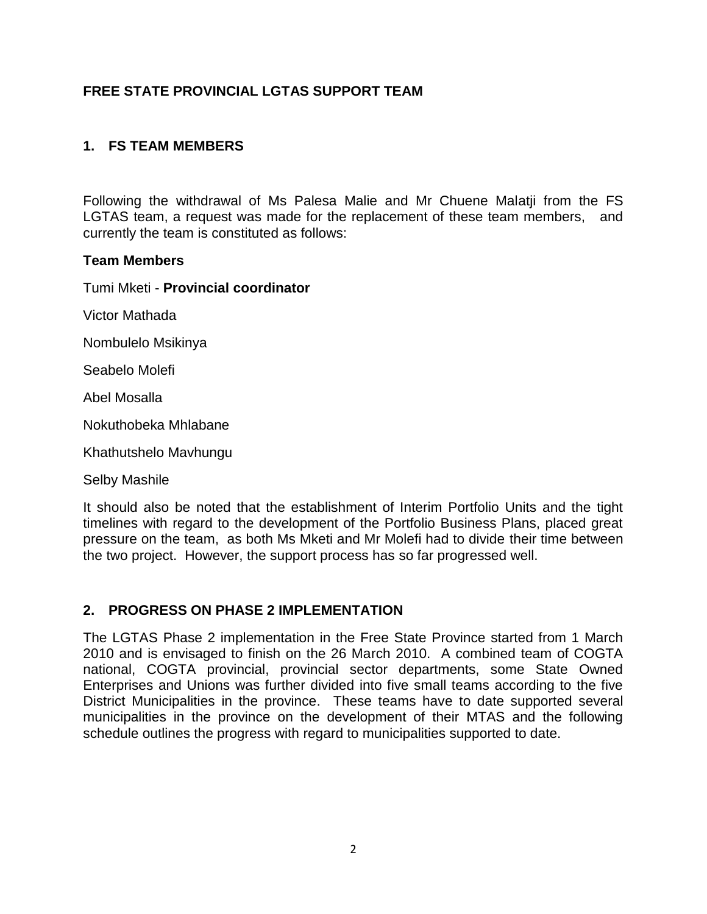**FREE STATE PROVINCIAL LGTAS SUPPORT TEAM**

## 1. FS TEAM MEMBERS

Following the withdrawal of Ms Palesa Malie and Mr Chuene Malatji from the FS LGTAS team, a request was made for the replacement of these team members, and currently the team is constituted as follows:

**Team Members**

Tumi Mketi - **Provincial coordinator**

Victor Mathada

Nombulelo Msikinya

Seabelo Molefi

Abel Mosalla

Nokuthobeka Mhlabane

Khathutshelo Mavhungu

Selby Mashile

It should also be noted that the establishment of Interim Portfolio Units and the tight timelines with regard to the development of the Portfolio Business Plans, placed great pressure on the team, as both Ms Mketi and Mr Molefi had to divide their time between the two project. However, the support process has so far progressed well.

## 2. PROGRESS ON PHASE 2 IMPLEMENTATION

The LGTAS Phase 2 implementation in the Free State Province started from 1 March 2010 and is envisaged to finish on the 26 March 2010. A combined team of COGTA national, COGTA provincial, provincial sector departments, some State Owned Enterprises and Unions was further divided into five small teams according to the five District Municipalities in the province. These teams have to date supported several municipalities in the province on the development of their MTAS and the following schedule outlines the progress with regard to municipalities supported to date.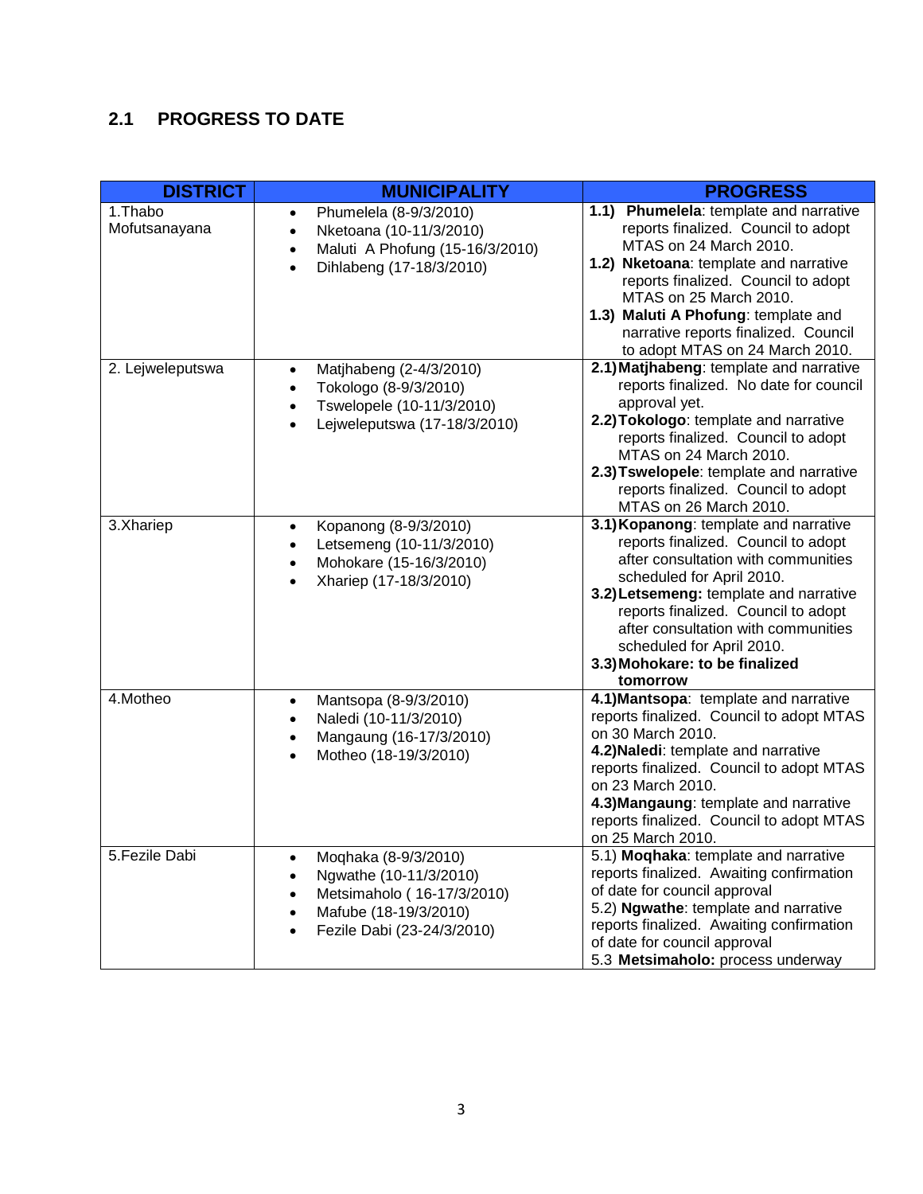## 2.1 PROGRESS TO DATE

| DISTRICT | MUNICIPALITY | PROGRESS |
|---|---|---|
| 1.Thabo Mofutsanayana | • Phumelela (8-9/3/2010)<br>• Nketoana (10-11/3/2010)<br>• Maluti A Phofung (15-16/3/2010)<br>• Dihlabeng (17-18/3/2010) | **1.1) Phumelela**: template and narrative reports finalized. Council to adopt MTAS on 24 March 2010.<br>**1.2) Nketoana**: template and narrative reports finalized. Council to adopt MTAS on 25 March 2010.<br>**1.3) Maluti A Phofung**: template and narrative reports finalized. Council to adopt MTAS on 24 March 2010. |
| 2. Lejweleputswa | • Matjhabeng (2-4/3/2010)<br>• Tokologo (8-9/3/2010)<br>• Tswelopele (10-11/3/2010)<br>• Lejweleputswa (17-18/3/2010) | **2.1) Matjhabeng**: template and narrative reports finalized. No date for council approval yet.<br>**2.2) Tokologo**: template and narrative reports finalized. Council to adopt MTAS on 24 March 2010.<br>**2.3) Tswelopele**: template and narrative reports finalized. Council to adopt MTAS on 26 March 2010. |
| 3.Xhariep | • Kopanong (8-9/3/2010)<br>• Letsemeng (10-11/3/2010)<br>• Mohokare (15-16/3/2010)<br>• Xhariep (17-18/3/2010) | **3.1) Kopanong**: template and narrative reports finalized. Council to adopt after consultation with communities scheduled for April 2010.<br>**3.2) Letsemeng:** template and narrative reports finalized. Council to adopt after consultation with communities scheduled for April 2010.<br>**3.3) Mohokare: to be finalized tomorrow** |
| 4.Motheo | • Mantsopa (8-9/3/2010)<br>• Naledi (10-11/3/2010)<br>• Mangaung (16-17/3/2010)<br>• Motheo (18-19/3/2010) | **4.1) Mantsopa**: template and narrative reports finalized. Council to adopt MTAS on 30 March 2010.<br>**4.2) Naledi**: template and narrative reports finalized. Council to adopt MTAS on 23 March 2010.<br>**4.3) Mangaung**: template and narrative reports finalized. Council to adopt MTAS on 25 March 2010. |
| 5.Fezile Dabi | • Moqhaka (8-9/3/2010)<br>• Ngwathe (10-11/3/2010)<br>• Metsimaholo ( 16-17/3/2010)<br>• Mafube (18-19/3/2010)<br>• Fezile Dabi (23-24/3/2010) | 5.1) **Moqhaka**: template and narrative reports finalized. Awaiting confirmation of date for council approval<br>5.2) **Ngwathe**: template and narrative reports finalized. Awaiting confirmation of date for council approval<br>5.3 **Metsimaholo:** process underway |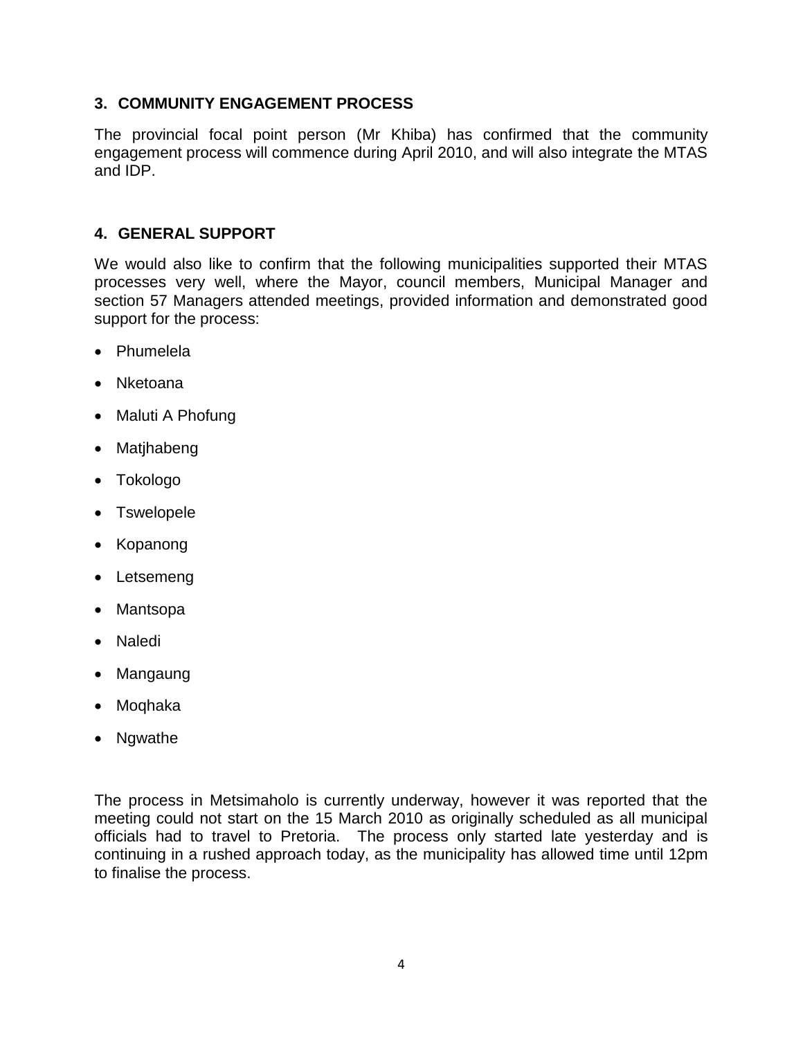## 3. COMMUNITY ENGAGEMENT PROCESS

The provincial focal point person (Mr Khiba) has confirmed that the community engagement process will commence during April 2010, and will also integrate the MTAS and IDP.

## 4. GENERAL SUPPORT

We would also like to confirm that the following municipalities supported their MTAS processes very well, where the Mayor, council members, Municipal Manager and section 57 Managers attended meetings, provided information and demonstrated good support for the process:

- Phumelela
- Nketoana
- Maluti A Phofung
- Matjhabeng
- Tokologo
- Tswelopele
- Kopanong
- Letsemeng
- Mantsopa
- Naledi
- Mangaung
- Moqhaka
- Ngwathe

The process in Metsimaholo is currently underway, however it was reported that the meeting could not start on the 15 March 2010 as originally scheduled as all municipal officials had to travel to Pretoria. The process only started late yesterday and is continuing in a rushed approach today, as the municipality has allowed time until 12pm to finalise the process.